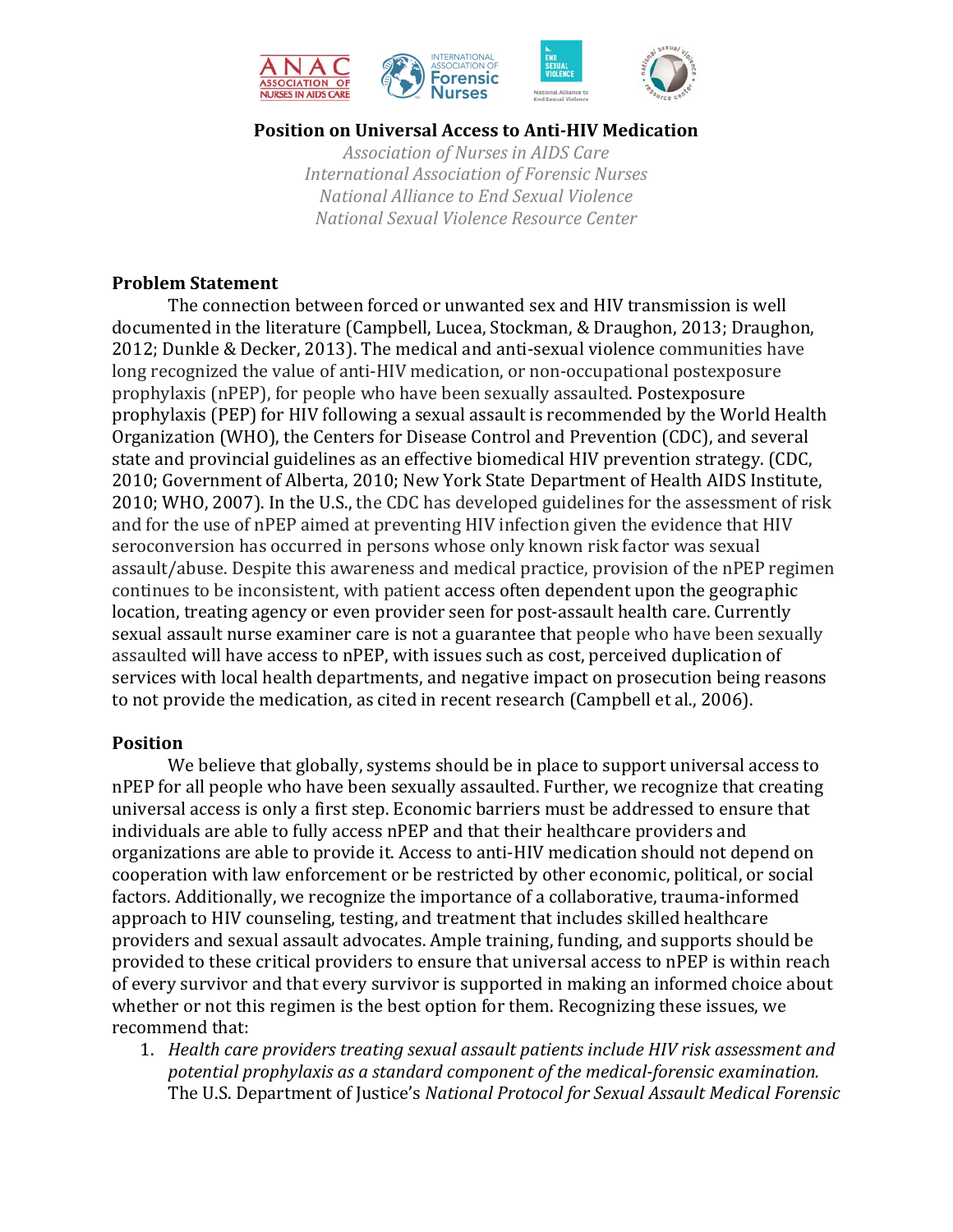# Position on Universal Access to Anti-HIV Medication

*Association of Nurses in AIDS Care*
*International Association of Forensic Nurses*
*National Alliance to End Sexual Violence*
*National Sexual Violence Resource Center*

## Problem Statement

The connection between forced or unwanted sex and HIV transmission is well documented in the literature (Campbell, Lucea, Stockman, & Draughon, 2013; Draughon, 2012; Dunkle & Decker, 2013). The medical and anti-sexual violence communities have long recognized the value of anti-HIV medication, or non-occupational postexposure prophylaxis (nPEP), for people who have been sexually assaulted. Postexposure prophylaxis (PEP) for HIV following a sexual assault is recommended by the World Health Organization (WHO), the Centers for Disease Control and Prevention (CDC), and several state and provincial guidelines as an effective biomedical HIV prevention strategy. (CDC, 2010; Government of Alberta, 2010; New York State Department of Health AIDS Institute, 2010; WHO, 2007). In the U.S., the CDC has developed guidelines for the assessment of risk and for the use of nPEP aimed at preventing HIV infection given the evidence that HIV seroconversion has occurred in persons whose only known risk factor was sexual assault/abuse. Despite this awareness and medical practice, provision of the nPEP regimen continues to be inconsistent, with patient access often dependent upon the geographic location, treating agency or even provider seen for post-assault health care. Currently sexual assault nurse examiner care is not a guarantee that people who have been sexually assaulted will have access to nPEP, with issues such as cost, perceived duplication of services with local health departments, and negative impact on prosecution being reasons to not provide the medication, as cited in recent research (Campbell et al., 2006).

## Position

We believe that globally, systems should be in place to support universal access to nPEP for all people who have been sexually assaulted. Further, we recognize that creating universal access is only a first step. Economic barriers must be addressed to ensure that individuals are able to fully access nPEP and that their healthcare providers and organizations are able to provide it. Access to anti-HIV medication should not depend on cooperation with law enforcement or be restricted by other economic, political, or social factors. Additionally, we recognize the importance of a collaborative, trauma-informed approach to HIV counseling, testing, and treatment that includes skilled healthcare providers and sexual assault advocates. Ample training, funding, and supports should be provided to these critical providers to ensure that universal access to nPEP is within reach of every survivor and that every survivor is supported in making an informed choice about whether or not this regimen is the best option for them. Recognizing these issues, we recommend that:

1. *Health care providers treating sexual assault patients include HIV risk assessment and potential prophylaxis as a standard component of the medical-forensic examination.* The U.S. Department of Justice's *National Protocol for Sexual Assault Medical Forensic*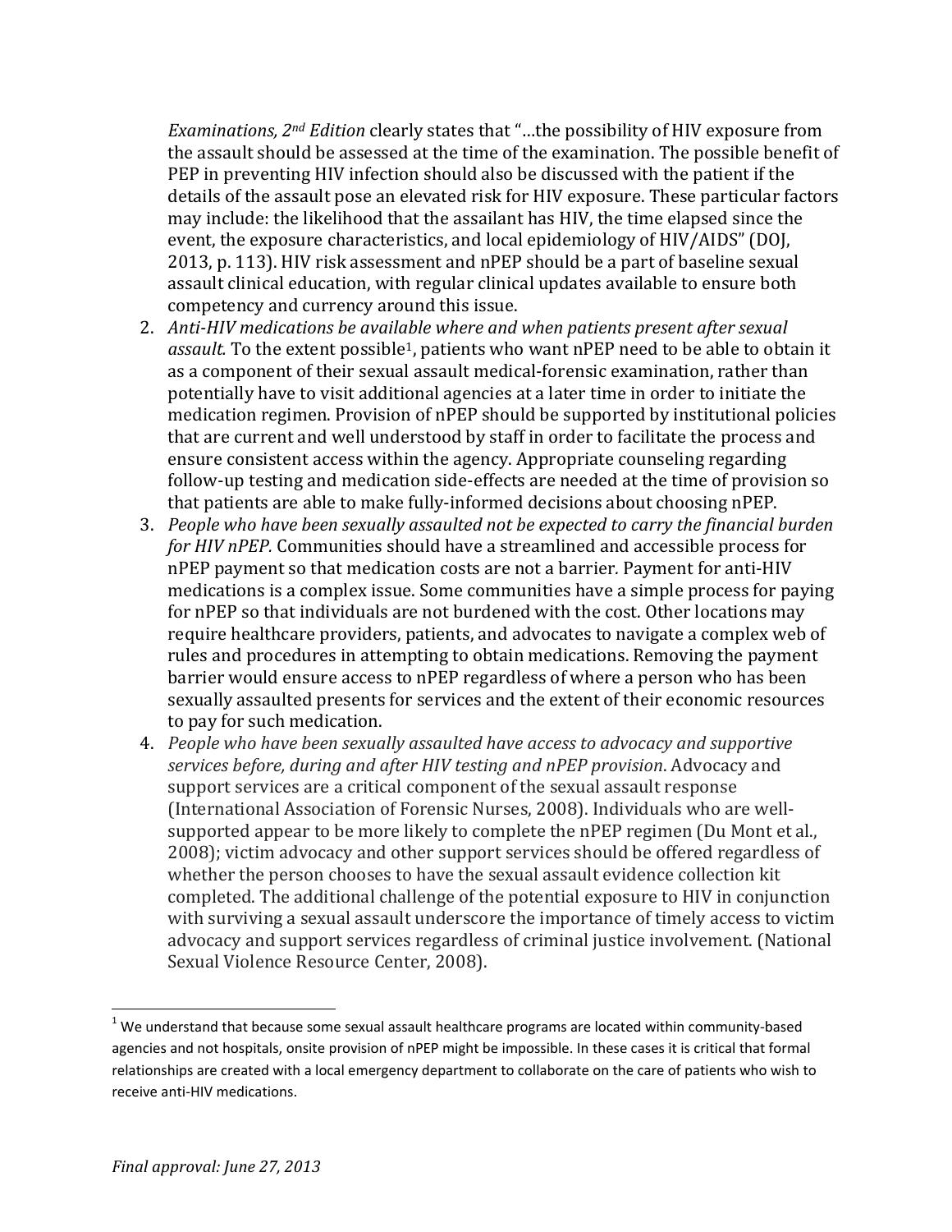*Examinations, 2nd Edition* clearly states that "…the possibility of HIV exposure from the assault should be assessed at the time of the examination. The possible benefit of PEP in preventing HIV infection should also be discussed with the patient if the details of the assault pose an elevated risk for HIV exposure. These particular factors may include: the likelihood that the assailant has HIV, the time elapsed since the event, the exposure characteristics, and local epidemiology of HIV/AIDS" (DOJ, 2013, p. 113). HIV risk assessment and nPEP should be a part of baseline sexual assault clinical education, with regular clinical updates available to ensure both competency and currency around this issue.

2. *Anti-HIV medications be available where and when patients present after sexual assault.* To the extent possible[1], patients who want nPEP need to be able to obtain it as a component of their sexual assault medical-forensic examination, rather than potentially have to visit additional agencies at a later time in order to initiate the medication regimen. Provision of nPEP should be supported by institutional policies that are current and well understood by staff in order to facilitate the process and ensure consistent access within the agency. Appropriate counseling regarding follow-up testing and medication side-effects are needed at the time of provision so that patients are able to make fully-informed decisions about choosing nPEP.
3. *People who have been sexually assaulted not be expected to carry the financial burden for HIV nPEP.* Communities should have a streamlined and accessible process for nPEP payment so that medication costs are not a barrier. Payment for anti-HIV medications is a complex issue. Some communities have a simple process for paying for nPEP so that individuals are not burdened with the cost. Other locations may require healthcare providers, patients, and advocates to navigate a complex web of rules and procedures in attempting to obtain medications. Removing the payment barrier would ensure access to nPEP regardless of where a person who has been sexually assaulted presents for services and the extent of their economic resources to pay for such medication.
4. *People who have been sexually assaulted have access to advocacy and supportive services before, during and after HIV testing and nPEP provision.* Advocacy and support services are a critical component of the sexual assault response (International Association of Forensic Nurses, 2008). Individuals who are well-supported appear to be more likely to complete the nPEP regimen (Du Mont et al., 2008); victim advocacy and other support services should be offered regardless of whether the person chooses to have the sexual assault evidence collection kit completed. The additional challenge of the potential exposure to HIV in conjunction with surviving a sexual assault underscore the importance of timely access to victim advocacy and support services regardless of criminal justice involvement. (National Sexual Violence Resource Center, 2008).

---

[1] We understand that because some sexual assault healthcare programs are located within community-based agencies and not hospitals, onsite provision of nPEP might be impossible. In these cases it is critical that formal relationships are created with a local emergency department to collaborate on the care of patients who wish to receive anti-HIV medications.

*Final approval: June 27, 2013*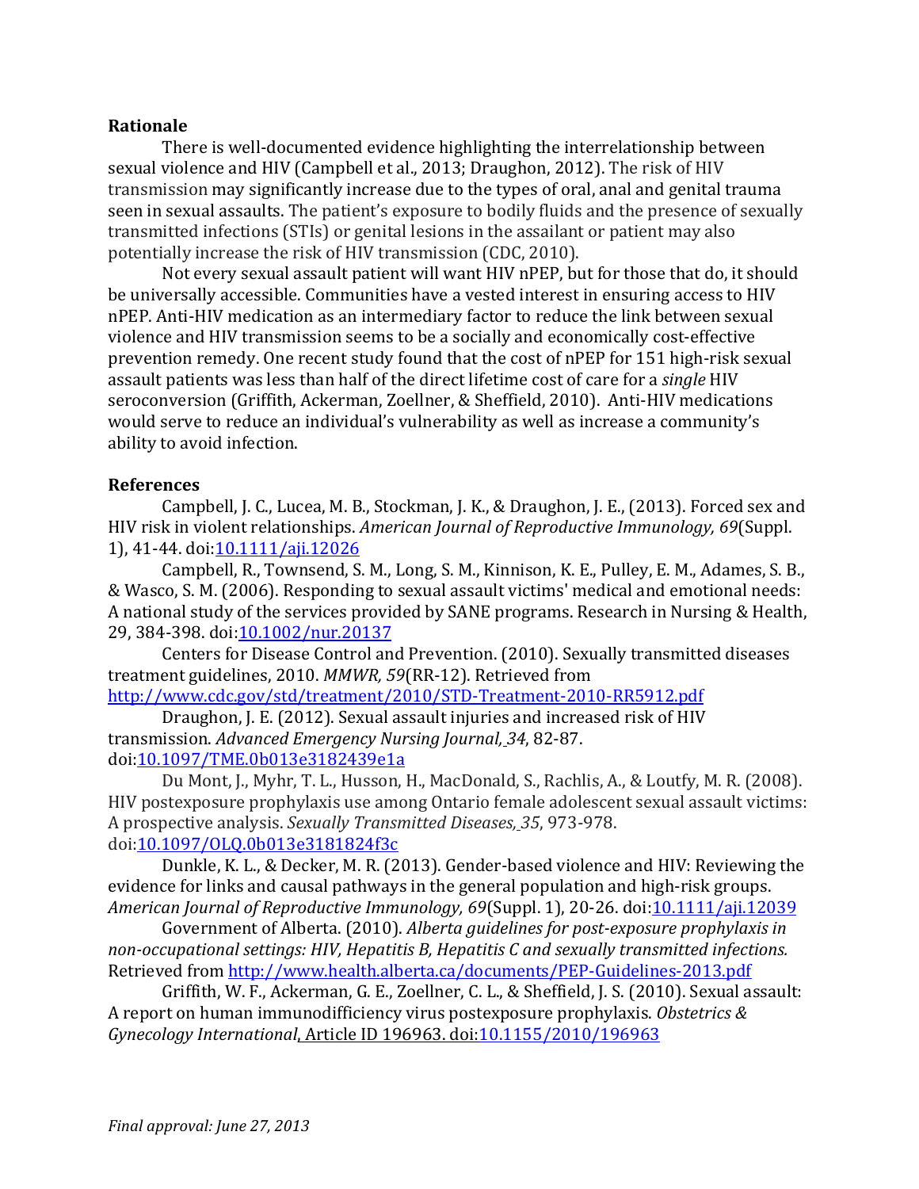**Rationale**

There is well-documented evidence highlighting the interrelationship between sexual violence and HIV (Campbell et al., 2013; Draughon, 2012). The risk of HIV transmission may significantly increase due to the types of oral, anal and genital trauma seen in sexual assaults. The patient's exposure to bodily fluids and the presence of sexually transmitted infections (STIs) or genital lesions in the assailant or patient may also potentially increase the risk of HIV transmission (CDC, 2010).

Not every sexual assault patient will want HIV nPEP, but for those that do, it should be universally accessible. Communities have a vested interest in ensuring access to HIV nPEP. Anti-HIV medication as an intermediary factor to reduce the link between sexual violence and HIV transmission seems to be a socially and economically cost-effective prevention remedy. One recent study found that the cost of nPEP for 151 high-risk sexual assault patients was less than half of the direct lifetime cost of care for a *single* HIV seroconversion (Griffith, Ackerman, Zoellner, & Sheffield, 2010). Anti-HIV medications would serve to reduce an individual's vulnerability as well as increase a community's ability to avoid infection.

**References**

Campbell, J. C., Lucea, M. B., Stockman, J. K., & Draughon, J. E., (2013). Forced sex and HIV risk in violent relationships. *American Journal of Reproductive Immunology, 69*(Suppl. 1), 41-44. doi:10.1111/aji.12026

Campbell, R., Townsend, S. M., Long, S. M., Kinnison, K. E., Pulley, E. M., Adames, S. B., & Wasco, S. M. (2006). Responding to sexual assault victims' medical and emotional needs: A national study of the services provided by SANE programs. Research in Nursing & Health, 29, 384-398. doi:10.1002/nur.20137

Centers for Disease Control and Prevention. (2010). Sexually transmitted diseases treatment guidelines, 2010. *MMWR, 59*(RR-12). Retrieved from http://www.cdc.gov/std/treatment/2010/STD-Treatment-2010-RR5912.pdf

Draughon, J. E. (2012). Sexual assault injuries and increased risk of HIV transmission. *Advanced Emergency Nursing Journal, 34*, 82-87. doi:10.1097/TME.0b013e3182439e1a

Du Mont, J., Myhr, T. L., Husson, H., MacDonald, S., Rachlis, A., & Loutfy, M. R. (2008). HIV postexposure prophylaxis use among Ontario female adolescent sexual assault victims: A prospective analysis. *Sexually Transmitted Diseases, 35*, 973-978. doi:10.1097/OLQ.0b013e3181824f3c

Dunkle, K. L., & Decker, M. R. (2013). Gender-based violence and HIV: Reviewing the evidence for links and causal pathways in the general population and high-risk groups. *American Journal of Reproductive Immunology, 69*(Suppl. 1), 20-26. doi:10.1111/aji.12039

Government of Alberta. (2010). *Alberta guidelines for post-exposure prophylaxis in non-occupational settings: HIV, Hepatitis B, Hepatitis C and sexually transmitted infections.* Retrieved from http://www.health.alberta.ca/documents/PEP-Guidelines-2013.pdf

Griffith, W. F., Ackerman, G. E., Zoellner, C. L., & Sheffield, J. S. (2010). Sexual assault: A report on human immunodifficiency virus postexposure prophylaxis. *Obstetrics & Gynecology International*, Article ID 196963. doi:10.1155/2010/196963

*Final approval: June 27, 2013*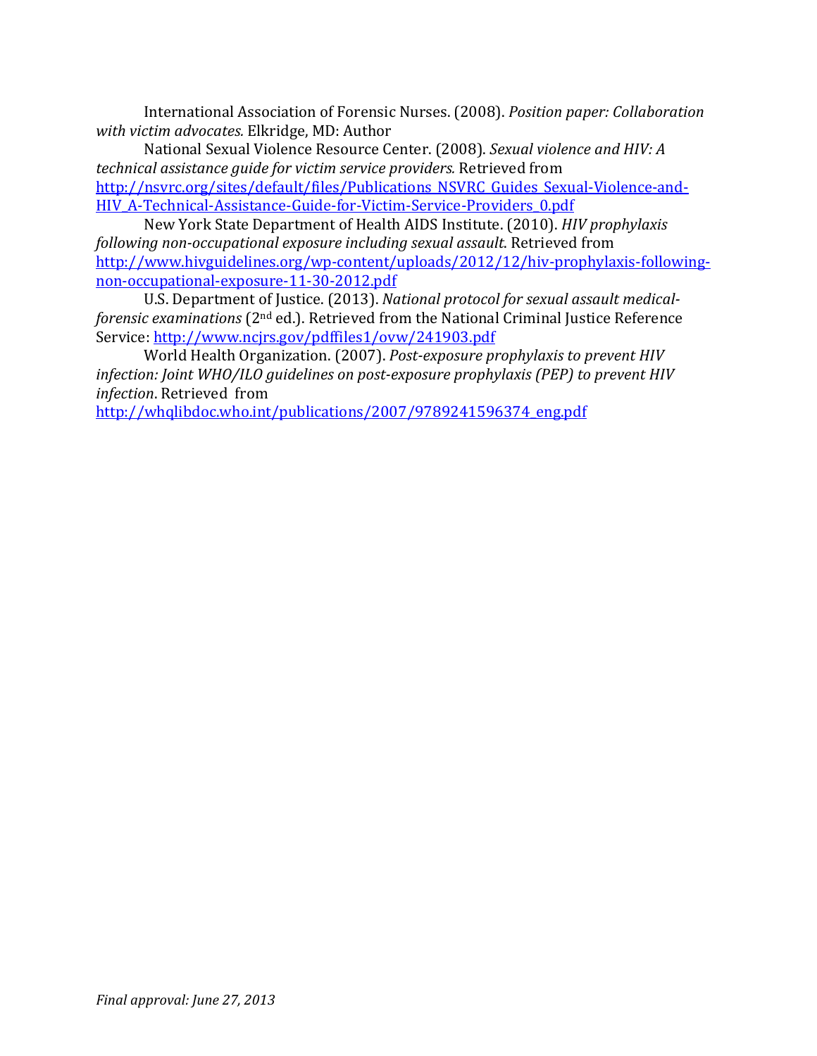International Association of Forensic Nurses. (2008). *Position paper: Collaboration with victim advocates.* Elkridge, MD: Author

National Sexual Violence Resource Center. (2008). *Sexual violence and HIV: A technical assistance guide for victim service providers.* Retrieved from http://nsvrc.org/sites/default/files/Publications_NSVRC_Guides_Sexual-Violence-and-HIV_A-Technical-Assistance-Guide-for-Victim-Service-Providers_0.pdf

New York State Department of Health AIDS Institute. (2010). *HIV prophylaxis following non-occupational exposure including sexual assault*. Retrieved from http://www.hivguidelines.org/wp-content/uploads/2012/12/hiv-prophylaxis-following-non-occupational-exposure-11-30-2012.pdf

U.S. Department of Justice. (2013). *National protocol for sexual assault medical-forensic examinations* (2nd ed.). Retrieved from the National Criminal Justice Reference Service: http://www.ncjrs.gov/pdffiles1/ovw/241903.pdf

World Health Organization. (2007). *Post-exposure prophylaxis to prevent HIV infection: Joint WHO/ILO guidelines on post-exposure prophylaxis (PEP) to prevent HIV infection*. Retrieved from http://whqlibdoc.who.int/publications/2007/9789241596374_eng.pdf

*Final approval: June 27, 2013*